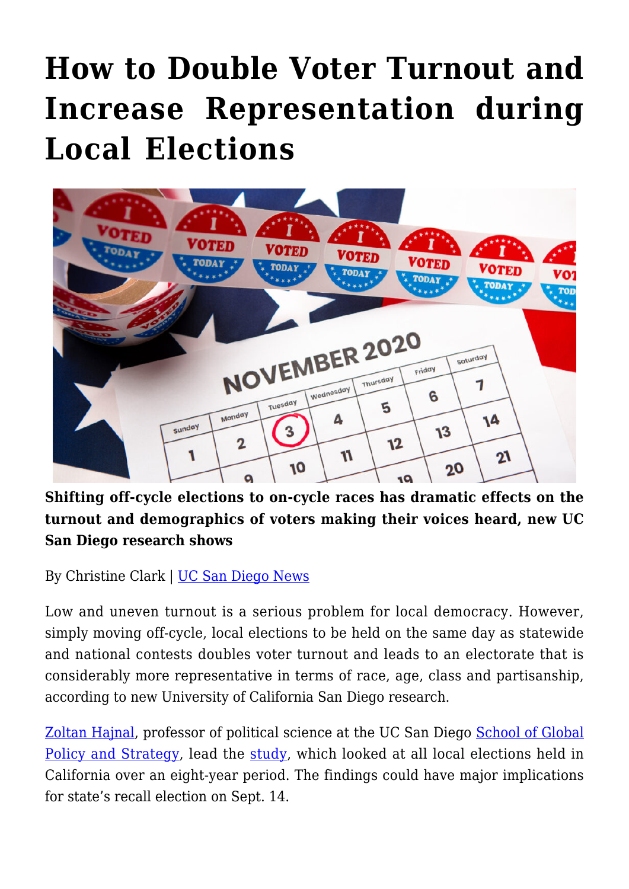# How to Double Voter Turnout and Increase Representation during Local Elections

**Shifting off-cycle elections to on-cycle races has dramatic effects on the turnout and demographics of voters making their voices heard, new UC San Diego research shows**

By Christine Clark | UC San Diego News

Low and uneven turnout is a serious problem for local democracy. However, simply moving off-cycle, local elections to be held on the same day as statewide and national contests doubles voter turnout and leads to an electorate that is considerably more representative in terms of race, age, class and partisanship, according to new University of California San Diego research.

Zoltan Hajnal, professor of political science at the UC San Diego School of Global Policy and Strategy, lead the study, which looked at all local elections held in California over an eight-year period. The findings could have major implications for state's recall election on Sept. 14.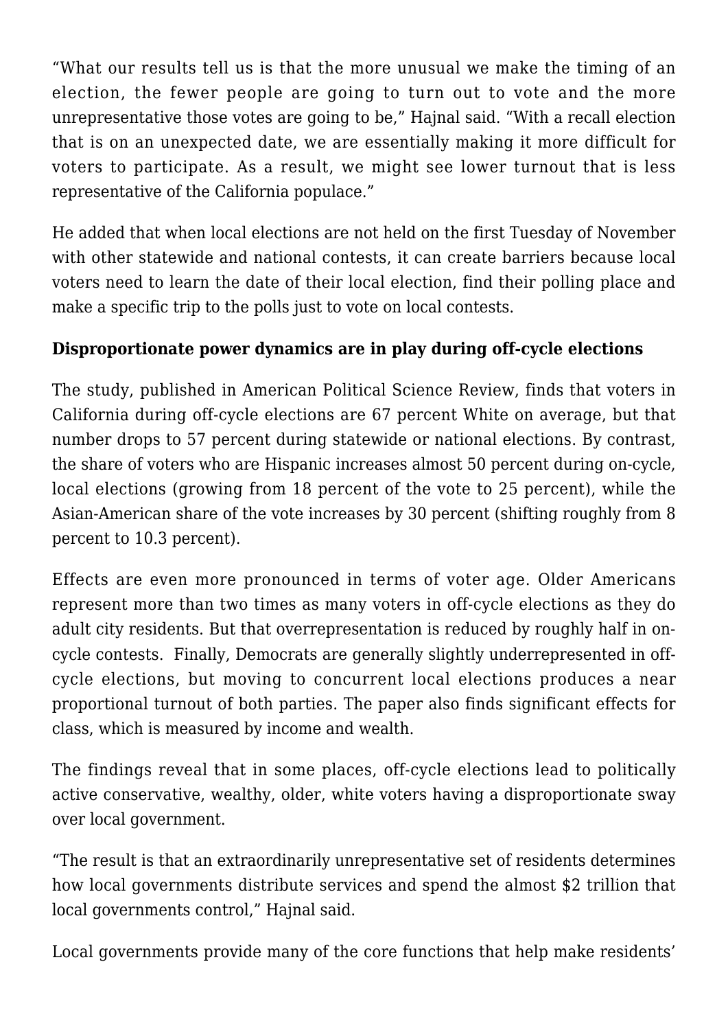“What our results tell us is that the more unusual we make the timing of an election, the fewer people are going to turn out to vote and the more unrepresentative those votes are going to be,” Hajnal said. “With a recall election that is on an unexpected date, we are essentially making it more difficult for voters to participate. As a result, we might see lower turnout that is less representative of the California populace.”

He added that when local elections are not held on the first Tuesday of November with other statewide and national contests, it can create barriers because local voters need to learn the date of their local election, find their polling place and make a specific trip to the polls just to vote on local contests.

**Disproportionate power dynamics are in play during off-cycle elections**

The study, published in American Political Science Review, finds that voters in California during off-cycle elections are 67 percent White on average, but that number drops to 57 percent during statewide or national elections. By contrast, the share of voters who are Hispanic increases almost 50 percent during on-cycle, local elections (growing from 18 percent of the vote to 25 percent), while the Asian-American share of the vote increases by 30 percent (shifting roughly from 8 percent to 10.3 percent).

Effects are even more pronounced in terms of voter age. Older Americans represent more than two times as many voters in off-cycle elections as they do adult city residents. But that overrepresentation is reduced by roughly half in on-cycle contests. Finally, Democrats are generally slightly underrepresented in off-cycle elections, but moving to concurrent local elections produces a near proportional turnout of both parties. The paper also finds significant effects for class, which is measured by income and wealth.

The findings reveal that in some places, off-cycle elections lead to politically active conservative, wealthy, older, white voters having a disproportionate sway over local government.

“The result is that an extraordinarily unrepresentative set of residents determines how local governments distribute services and spend the almost $2 trillion that local governments control,” Hajnal said.

Local governments provide many of the core functions that help make residents’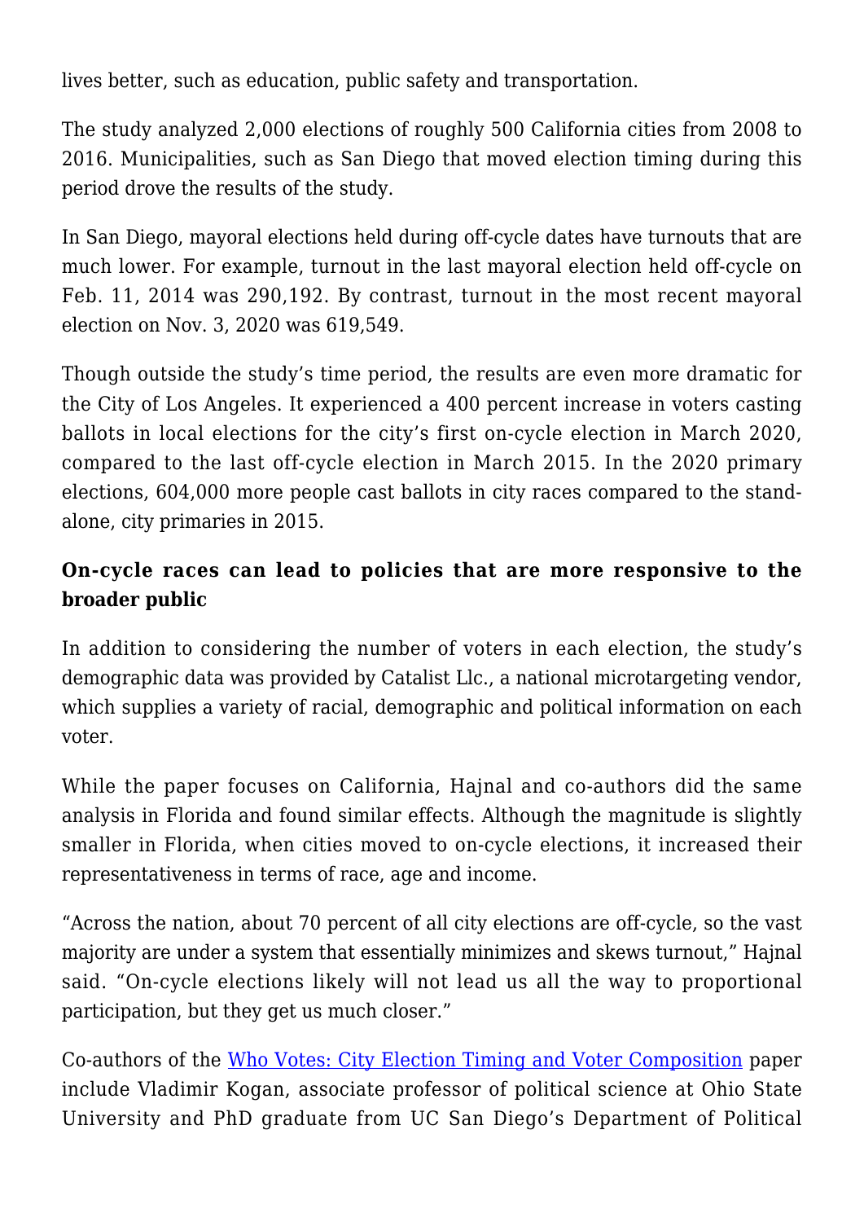lives better, such as education, public safety and transportation.

The study analyzed 2,000 elections of roughly 500 California cities from 2008 to 2016. Municipalities, such as San Diego that moved election timing during this period drove the results of the study.

In San Diego, mayoral elections held during off-cycle dates have turnouts that are much lower. For example, turnout in the last mayoral election held off-cycle on Feb. 11, 2014 was 290,192. By contrast, turnout in the most recent mayoral election on Nov. 3, 2020 was 619,549.

Though outside the study's time period, the results are even more dramatic for the City of Los Angeles. It experienced a 400 percent increase in voters casting ballots in local elections for the city's first on-cycle election in March 2020, compared to the last off-cycle election in March 2015. In the 2020 primary elections, 604,000 more people cast ballots in city races compared to the stand-alone, city primaries in 2015.

**On-cycle races can lead to policies that are more responsive to the broader public**

In addition to considering the number of voters in each election, the study's demographic data was provided by Catalist Llc., a national microtargeting vendor, which supplies a variety of racial, demographic and political information on each voter.

While the paper focuses on California, Hajnal and co-authors did the same analysis in Florida and found similar effects. Although the magnitude is slightly smaller in Florida, when cities moved to on-cycle elections, it increased their representativeness in terms of race, age and income.

"Across the nation, about 70 percent of all city elections are off-cycle, so the vast majority are under a system that essentially minimizes and skews turnout," Hajnal said. "On-cycle elections likely will not lead us all the way to proportional participation, but they get us much closer."

Co-authors of the [Who Votes: City Election Timing and Voter Composition] paper include Vladimir Kogan, associate professor of political science at Ohio State University and PhD graduate from UC San Diego's Department of Political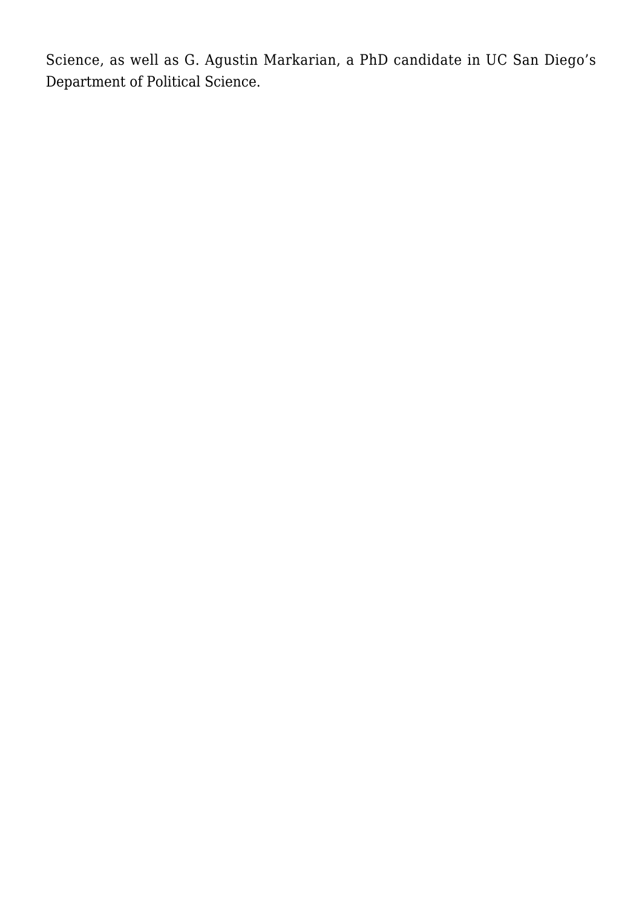Science, as well as G. Agustin Markarian, a PhD candidate in UC San Diego's Department of Political Science.